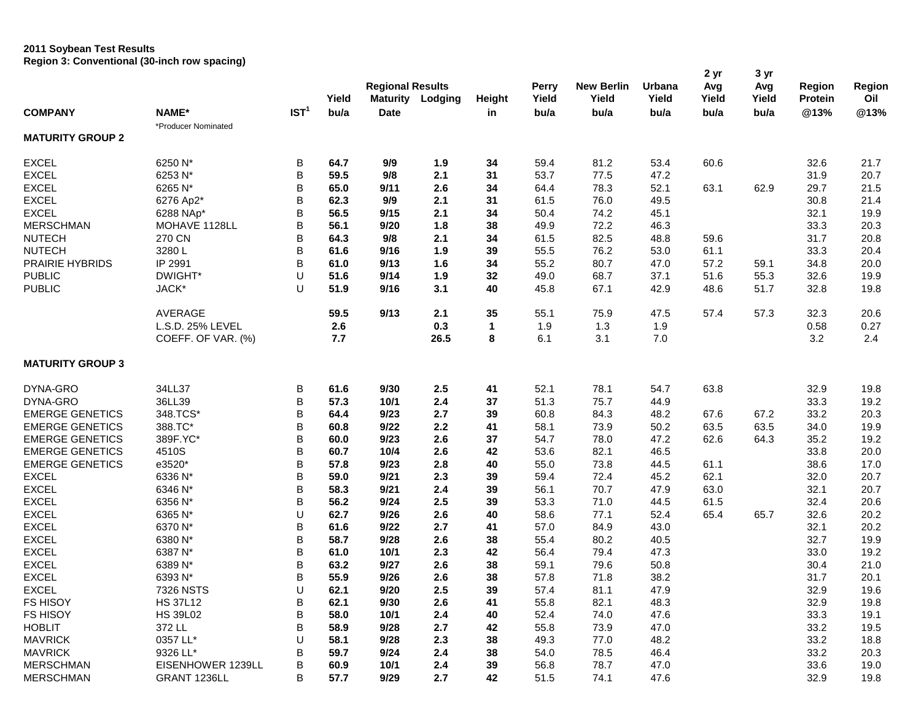**2011 Soybean Test Results**
**Region 3: Conventional (30-inch row spacing)**

| COMPANY | NAME* | IST[1] | Yield bu/a | Regional Results Maturity Date | Lodging | Height in | Perry Yield bu/a | New Berlin Yield bu/a | Urbana Yield bu/a | 2 yr Avg Yield bu/a | 3 yr Avg Yield bu/a | Region Protein @13% | Region Oil @13% |
|---|---|---|---|---|---|---|---|---|---|---|---|---|---|
| | *Producer Nominated | | | | | | | | | | | | |
| **MATURITY GROUP 2** | | | | | | | | | | | | | |
| EXCEL | 6250 N* | B | **64.7** | **9/9** | **1.9** | **34** | 59.4 | 81.2 | 53.4 | 60.6 | | 32.6 | 21.7 |
| EXCEL | 6253 N* | B | **59.5** | **9/8** | **2.1** | **31** | 53.7 | 77.5 | 47.2 | | | 31.9 | 20.7 |
| EXCEL | 6265 N* | B | **65.0** | **9/11** | **2.6** | **34** | 64.4 | 78.3 | 52.1 | 63.1 | 62.9 | 29.7 | 21.5 |
| EXCEL | 6276 Ap2* | B | **62.3** | **9/9** | **2.1** | **31** | 61.5 | 76.0 | 49.5 | | | 30.8 | 21.4 |
| EXCEL | 6288 NAp* | B | **56.5** | **9/15** | **2.1** | **34** | 50.4 | 74.2 | 45.1 | | | 32.1 | 19.9 |
| MERSCHMAN | MOHAVE 1128LL | B | **56.1** | **9/20** | **1.8** | **38** | 49.9 | 72.2 | 46.3 | | | 33.3 | 20.3 |
| NUTECH | 270 CN | B | **64.3** | **9/8** | **2.1** | **34** | 61.5 | 82.5 | 48.8 | 59.6 | | 31.7 | 20.8 |
| NUTECH | 3280 L | B | **61.6** | **9/16** | **1.9** | **39** | 55.5 | 76.2 | 53.0 | 61.1 | | 33.3 | 20.4 |
| PRAIRIE HYBRIDS | IP 2991 | B | **61.0** | **9/13** | **1.6** | **34** | 55.2 | 80.7 | 47.0 | 57.2 | 59.1 | 34.8 | 20.0 |
| PUBLIC | DWIGHT* | U | **51.6** | **9/14** | **1.9** | **32** | 49.0 | 68.7 | 37.1 | 51.6 | 55.3 | 32.6 | 19.9 |
| PUBLIC | JACK* | U | **51.9** | **9/16** | **3.1** | **40** | 45.8 | 67.1 | 42.9 | 48.6 | 51.7 | 32.8 | 19.8 |
| | AVERAGE | | **59.5** | **9/13** | **2.1** | **35** | 55.1 | 75.9 | 47.5 | 57.4 | 57.3 | 32.3 | 20.6 |
| | L.S.D. 25% LEVEL | | **2.6** | | **0.3** | **1** | 1.9 | 1.3 | 1.9 | | | 0.58 | 0.27 |
| | COEFF. OF VAR. (%) | | **7.7** | | **26.5** | **8** | 6.1 | 3.1 | 7.0 | | | 3.2 | 2.4 |
| **MATURITY GROUP 3** | | | | | | | | | | | | | |
| DYNA-GRO | 34LL37 | B | **61.6** | **9/30** | **2.5** | **41** | 52.1 | 78.1 | 54.7 | 63.8 | | 32.9 | 19.8 |
| DYNA-GRO | 36LL39 | B | **57.3** | **10/1** | **2.4** | **37** | 51.3 | 75.7 | 44.9 | | | 33.3 | 19.2 |
| EMERGE GENETICS | 348.TCS* | B | **64.4** | **9/23** | **2.7** | **39** | 60.8 | 84.3 | 48.2 | 67.6 | 67.2 | 33.2 | 20.3 |
| EMERGE GENETICS | 388.TC* | B | **60.8** | **9/22** | **2.2** | **41** | 58.1 | 73.9 | 50.2 | 63.5 | 63.5 | 34.0 | 19.9 |
| EMERGE GENETICS | 389F.YC* | B | **60.0** | **9/23** | **2.6** | **37** | 54.7 | 78.0 | 47.2 | 62.6 | 64.3 | 35.2 | 19.2 |
| EMERGE GENETICS | 4510S | B | **60.7** | **10/4** | **2.6** | **42** | 53.6 | 82.1 | 46.5 | | | 33.8 | 20.0 |
| EMERGE GENETICS | e3520* | B | **57.8** | **9/23** | **2.8** | **40** | 55.0 | 73.8 | 44.5 | 61.1 | | 38.6 | 17.0 |
| EXCEL | 6336 N* | B | **59.0** | **9/21** | **2.3** | **39** | 59.4 | 72.4 | 45.2 | 62.1 | | 32.0 | 20.7 |
| EXCEL | 6346 N* | B | **58.3** | **9/21** | **2.4** | **39** | 56.1 | 70.7 | 47.9 | 63.0 | | 32.1 | 20.7 |
| EXCEL | 6356 N* | B | **56.2** | **9/24** | **2.5** | **39** | 53.3 | 71.0 | 44.5 | 61.5 | | 32.4 | 20.6 |
| EXCEL | 6365 N* | U | **62.7** | **9/26** | **2.6** | **40** | 58.6 | 77.1 | 52.4 | 65.4 | 65.7 | 32.6 | 20.2 |
| EXCEL | 6370 N* | B | **61.6** | **9/22** | **2.7** | **41** | 57.0 | 84.9 | 43.0 | | | 32.1 | 20.2 |
| EXCEL | 6380 N* | B | **58.7** | **9/28** | **2.6** | **38** | 55.4 | 80.2 | 40.5 | | | 32.7 | 19.9 |
| EXCEL | 6387 N* | B | **61.0** | **10/1** | **2.3** | **42** | 56.4 | 79.4 | 47.3 | | | 33.0 | 19.2 |
| EXCEL | 6389 N* | B | **63.2** | **9/27** | **2.6** | **38** | 59.1 | 79.6 | 50.8 | | | 30.4 | 21.0 |
| EXCEL | 6393 N* | B | **55.9** | **9/26** | **2.6** | **38** | 57.8 | 71.8 | 38.2 | | | 31.7 | 20.1 |
| EXCEL | 7326 NSTS | U | **62.1** | **9/20** | **2.5** | **39** | 57.4 | 81.1 | 47.9 | | | 32.9 | 19.6 |
| FS HISOY | HS 37L12 | B | **62.1** | **9/30** | **2.6** | **41** | 55.8 | 82.1 | 48.3 | | | 32.9 | 19.8 |
| FS HISOY | HS 39L02 | B | **58.0** | **10/1** | **2.4** | **40** | 52.4 | 74.0 | 47.6 | | | 33.3 | 19.1 |
| HOBLIT | 372 LL | B | **58.9** | **9/28** | **2.7** | **42** | 55.8 | 73.9 | 47.0 | | | 33.2 | 19.5 |
| MAVRICK | 0357 LL* | U | **58.1** | **9/28** | **2.3** | **38** | 49.3 | 77.0 | 48.2 | | | 33.2 | 18.8 |
| MAVRICK | 9326 LL* | B | **59.7** | **9/24** | **2.4** | **38** | 54.0 | 78.5 | 46.4 | | | 33.2 | 20.3 |
| MERSCHMAN | EISENHOWER 1239LL | B | **60.9** | **10/1** | **2.4** | **39** | 56.8 | 78.7 | 47.0 | | | 33.6 | 19.0 |
| MERSCHMAN | GRANT 1236LL | B | **57.7** | **9/29** | **2.7** | **42** | 51.5 | 74.1 | 47.6 | | | 32.9 | 19.8 |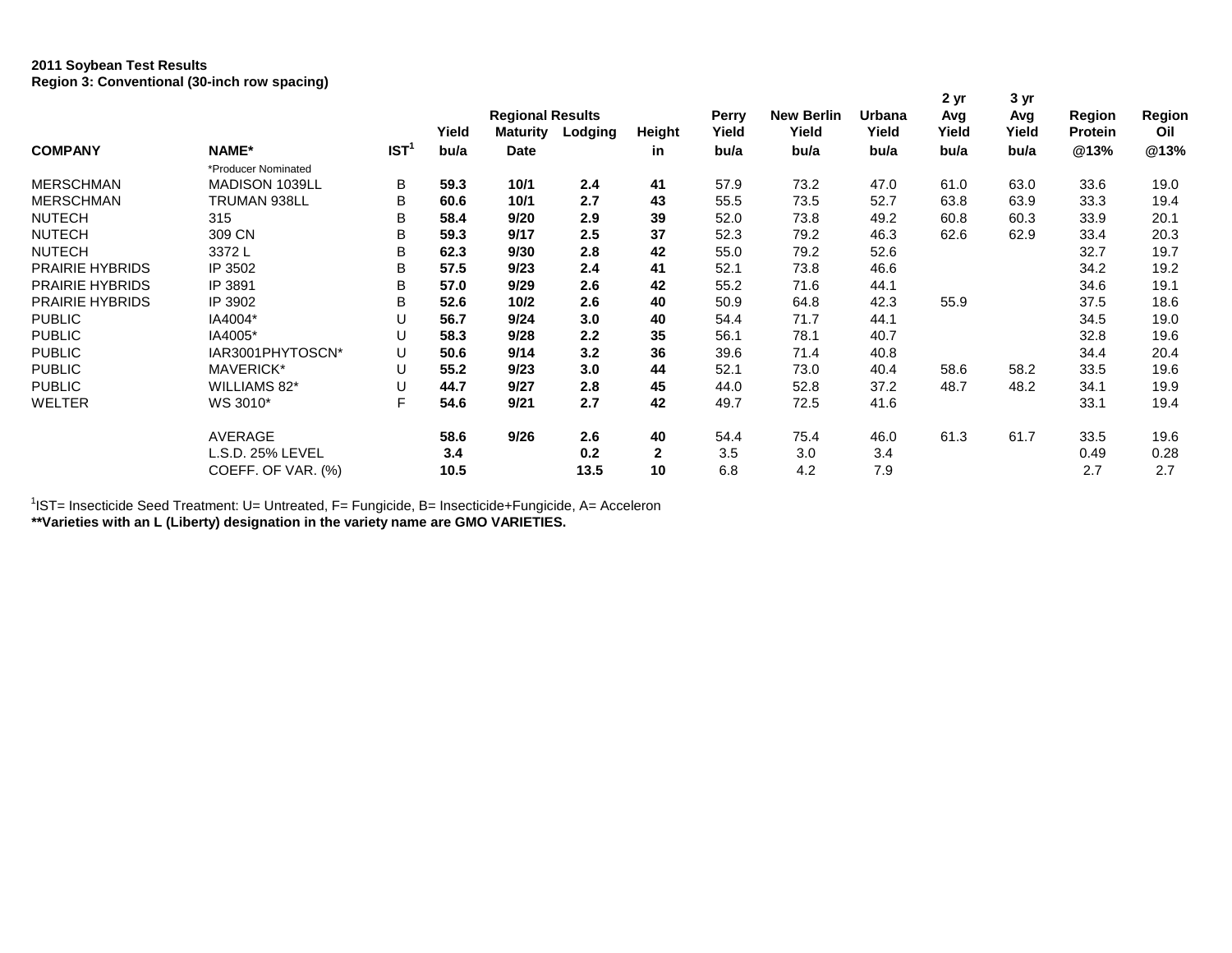**2011 Soybean Test Results**
**Region 3: Conventional (30-inch row spacing)**

| | | | Regional Results | | | | | | | | 2 yr | 3 yr | | |
|---|---|---|---|---|---|---|---|---|---|---|---|---|---|---|
| | | | Yield | Maturity | Lodging | Height | Perry Yield | New Berlin Yield | Urbana Yield | | Avg Yield | Avg Yield | Region Protein | Region Oil |
| **COMPANY** | **NAME*** | **IST[1]** | **bu/a** | **Date** | | **in** | **bu/a** | **bu/a** | **bu/a** | | **bu/a** | **bu/a** | **@13%** | **@13%** |
| | *Producer Nominated | | | | | | | | | | | | | |
| MERSCHMAN | MADISON 1039LL | B | **59.3** | **10/1** | **2.4** | **41** | 57.9 | 73.2 | 47.0 | | 61.0 | 63.0 | 33.6 | 19.0 |
| MERSCHMAN | TRUMAN 938LL | B | **60.6** | **10/1** | **2.7** | **43** | 55.5 | 73.5 | 52.7 | | 63.8 | 63.9 | 33.3 | 19.4 |
| NUTECH | 315 | B | **58.4** | **9/20** | **2.9** | **39** | 52.0 | 73.8 | 49.2 | | 60.8 | 60.3 | 33.9 | 20.1 |
| NUTECH | 309 CN | B | **59.3** | **9/17** | **2.5** | **37** | 52.3 | 79.2 | 46.3 | | 62.6 | 62.9 | 33.4 | 20.3 |
| NUTECH | 3372 L | B | **62.3** | **9/30** | **2.8** | **42** | 55.0 | 79.2 | 52.6 | | | | 32.7 | 19.7 |
| PRAIRIE HYBRIDS | IP 3502 | B | **57.5** | **9/23** | **2.4** | **41** | 52.1 | 73.8 | 46.6 | | | | 34.2 | 19.2 |
| PRAIRIE HYBRIDS | IP 3891 | B | **57.0** | **9/29** | **2.6** | **42** | 55.2 | 71.6 | 44.1 | | | | 34.6 | 19.1 |
| PRAIRIE HYBRIDS | IP 3902 | B | **52.6** | **10/2** | **2.6** | **40** | 50.9 | 64.8 | 42.3 | | 55.9 | | 37.5 | 18.6 |
| PUBLIC | IA4004* | U | **56.7** | **9/24** | **3.0** | **40** | 54.4 | 71.7 | 44.1 | | | | 34.5 | 19.0 |
| PUBLIC | IA4005* | U | **58.3** | **9/28** | **2.2** | **35** | 56.1 | 78.1 | 40.7 | | | | 32.8 | 19.6 |
| PUBLIC | IAR3001PHYTOSCN* | U | **50.6** | **9/14** | **3.2** | **36** | 39.6 | 71.4 | 40.8 | | | | 34.4 | 20.4 |
| PUBLIC | MAVERICK* | U | **55.2** | **9/23** | **3.0** | **44** | 52.1 | 73.0 | 40.4 | | 58.6 | 58.2 | 33.5 | 19.6 |
| PUBLIC | WILLIAMS 82* | U | **44.7** | **9/27** | **2.8** | **45** | 44.0 | 52.8 | 37.2 | | 48.7 | 48.2 | 34.1 | 19.9 |
| WELTER | WS 3010* | F | **54.6** | **9/21** | **2.7** | **42** | 49.7 | 72.5 | 41.6 | | | | 33.1 | 19.4 |
| | AVERAGE | | **58.6** | **9/26** | **2.6** | **40** | 54.4 | 75.4 | 46.0 | | 61.3 | 61.7 | 33.5 | 19.6 |
| | L.S.D. 25% LEVEL | | **3.4** | | **0.2** | **2** | 3.5 | 3.0 | 3.4 | | | | 0.49 | 0.28 |
| | COEFF. OF VAR. (%) | | **10.5** | | **13.5** | **10** | 6.8 | 4.2 | 7.9 | | | | 2.7 | 2.7 |

[1]IST= Insecticide Seed Treatment: U= Untreated, F= Fungicide, B= Insecticide+Fungicide, A= Acceleron

**\*\*Varieties with an L (Liberty) designation in the variety name are GMO VARIETIES.**